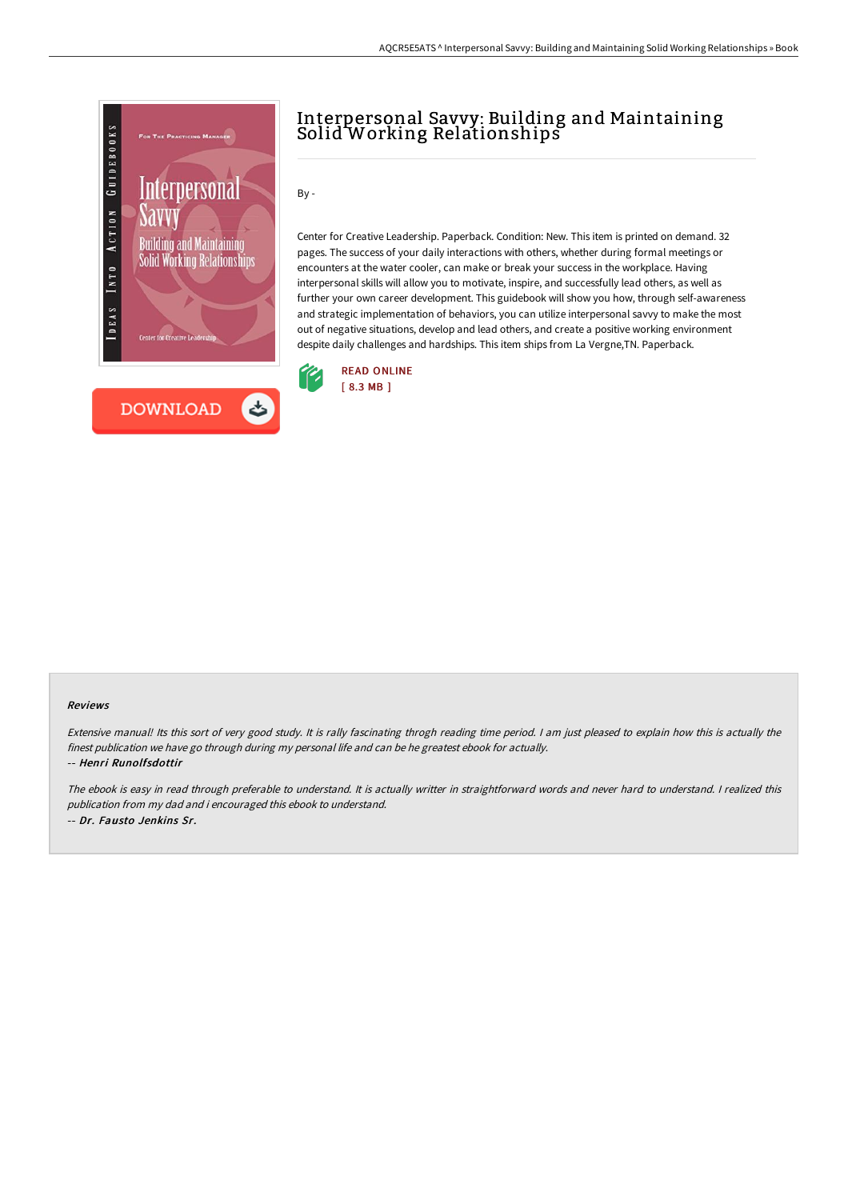# Interpersonal Savvy: Building and Maintaining Solid Working Relationships

By -

Center for Creative Leadership. Paperback. Condition: New. This item is printed on demand. 32 pages. The success of your daily interactions with others, whether during formal meetings or encounters at the water cooler, can make or break your success in the workplace. Having interpersonal skills will allow you to motivate, inspire, and successfully lead others, as well as further your own career development. This guidebook will show you how, through self-awareness and strategic implementation of behaviors, you can utilize interpersonal savvy to make the most out of negative situations, develop and lead others, and create a positive working environment despite daily challenges and hardships. This item ships from La Vergne,TN. Paperback.

READ ONLINE
[ 8.3 MB ]

DOWNLOAD

#### Reviews

*Extensive manual! Its this sort of very good study. It is rally fascinating throgh reading time period. I am just pleased to explain how this is actually the finest publication we have go through during my personal life and can be he greatest ebook for actually.*

-- ***Henri Runolfsdottir***

*The ebook is easy in read through preferable to understand. It is actually writter in straightforward words and never hard to understand. I realized this publication from my dad and i encouraged this ebook to understand.*

-- ***Dr. Fausto Jenkins Sr.***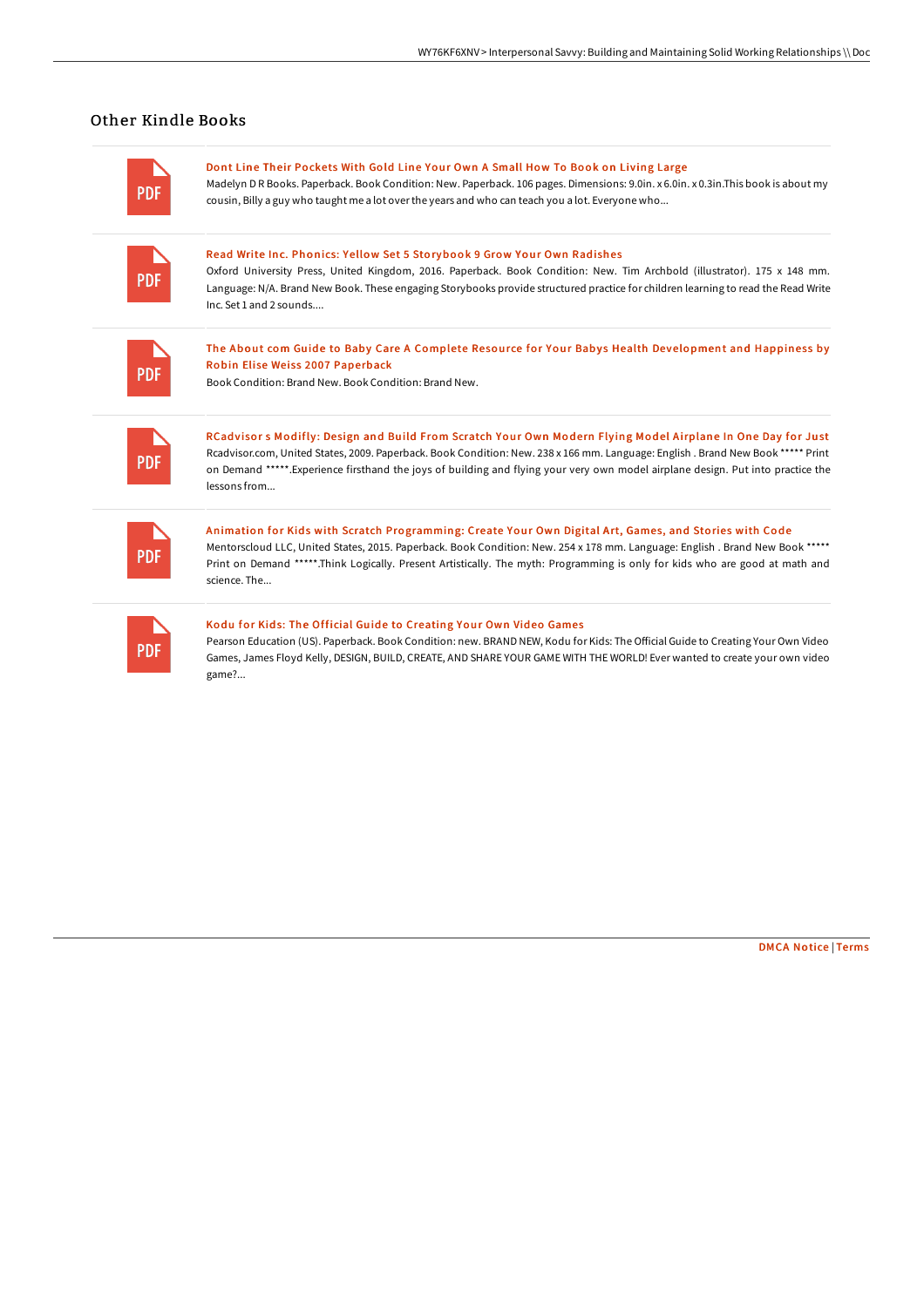## Other Kindle Books

**Dont Line Their Pockets With Gold Line Your Own A Small How To Book on Living Large**

Madelyn D R Books. Paperback. Book Condition: New. Paperback. 106 pages. Dimensions: 9.0in. x 6.0in. x 0.3in.This book is about my cousin, Billy a guy who taught me a lot over the years and who can teach you a lot. Everyone who...

**Read Write Inc. Phonics: Yellow Set 5 Storybook 9 Grow Your Own Radishes**

Oxford University Press, United Kingdom, 2016. Paperback. Book Condition: New. Tim Archbold (illustrator). 175 x 148 mm. Language: N/A. Brand New Book. These engaging Storybooks provide structured practice for children learning to read the Read Write Inc. Set 1 and 2 sounds....

**The About com Guide to Baby Care A Complete Resource for Your Babys Health Development and Happiness by Robin Elise Weiss 2007 Paperback**

Book Condition: Brand New. Book Condition: Brand New.

**RCadvisor s Modifly: Design and Build From Scratch Your Own Modern Flying Model Airplane In One Day for Just**

Rcadvisor.com, United States, 2009. Paperback. Book Condition: New. 238 x 166 mm. Language: English . Brand New Book ***** Print on Demand *****.Experience firsthand the joys of building and flying your very own model airplane design. Put into practice the lessons from...

**Animation for Kids with Scratch Programming: Create Your Own Digital Art, Games, and Stories with Code**

Mentorscloud LLC, United States, 2015. Paperback. Book Condition: New. 254 x 178 mm. Language: English . Brand New Book ***** Print on Demand *****.Think Logically. Present Artistically. The myth: Programming is only for kids who are good at math and science. The...

**Kodu for Kids: The Official Guide to Creating Your Own Video Games**

Pearson Education (US). Paperback. Book Condition: new. BRAND NEW, Kodu for Kids: The Official Guide to Creating Your Own Video Games, James Floyd Kelly, DESIGN, BUILD, CREATE, AND SHARE YOUR GAME WITH THE WORLD! Ever wanted to create your own video game?...

DMCA Notice | Terms